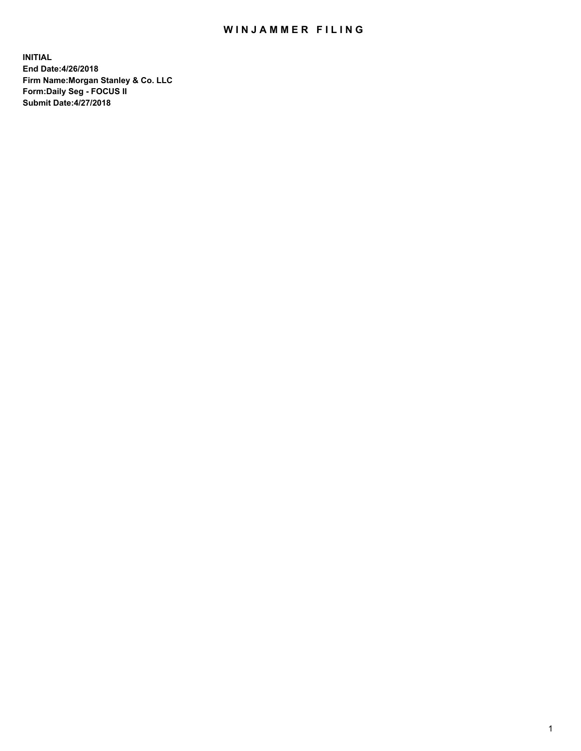# WINJAMMER FILING

**INITIAL**
**End Date:4/26/2018**
**Firm Name:Morgan Stanley & Co. LLC**
**Form:Daily Seg - FOCUS II**
**Submit Date:4/27/2018**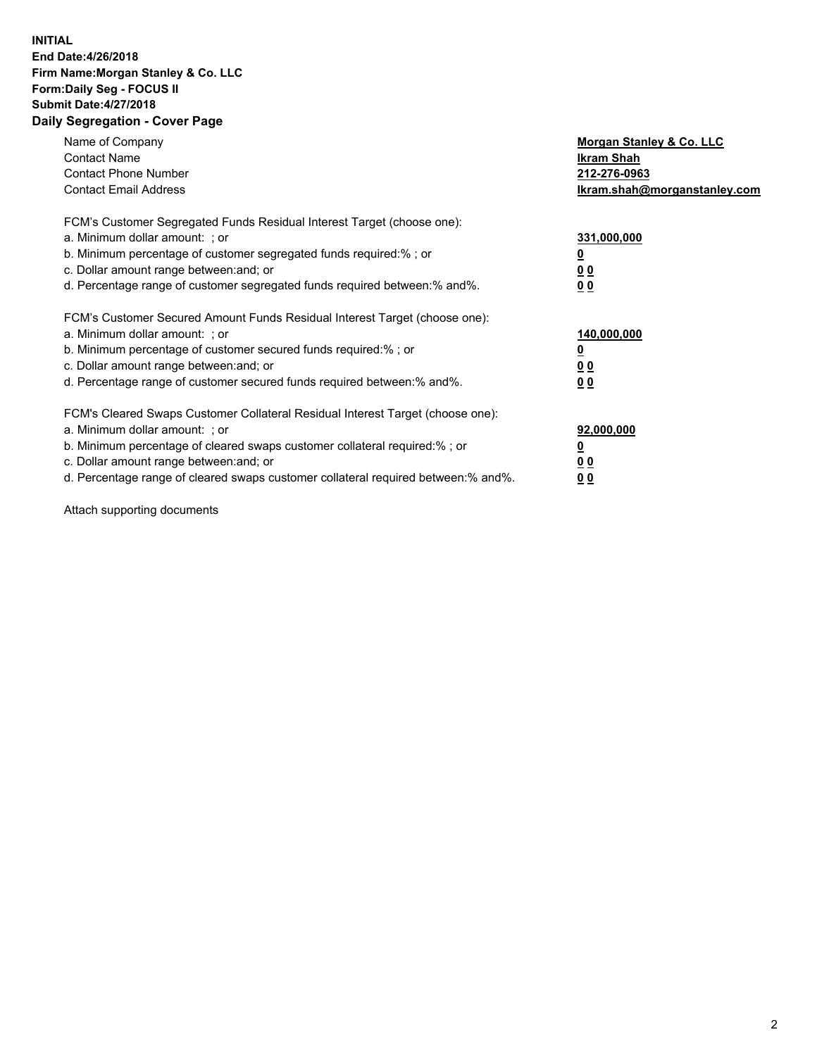**INITIAL**
**End Date:4/26/2018**
**Firm Name:Morgan Stanley & Co. LLC**
**Form:Daily Seg - FOCUS II**
**Submit Date:4/27/2018**
**Daily Segregation - Cover Page**

| | |
|---|---|
| Name of Company | **Morgan Stanley & Co. LLC** |
| Contact Name | **Ikram Shah** |
| Contact Phone Number | **212-276-0963** |
| Contact Email Address | **Ikram.shah@morganstanley.com** |

| | |
|---|---|
| FCM's Customer Segregated Funds Residual Interest Target (choose one): | |
| a. Minimum dollar amount: ; or | **331,000,000** |
| b. Minimum percentage of customer segregated funds required:% ; or | **0** |
| c. Dollar amount range between:and; or | **0 0** |
| d. Percentage range of customer segregated funds required between:% and%. | **0 0** |

| | |
|---|---|
| FCM's Customer Secured Amount Funds Residual Interest Target (choose one): | |
| a. Minimum dollar amount: ; or | **140,000,000** |
| b. Minimum percentage of customer secured funds required:% ; or | **0** |
| c. Dollar amount range between:and; or | **0 0** |
| d. Percentage range of customer secured funds required between:% and%. | **0 0** |

| | |
|---|---|
| FCM's Cleared Swaps Customer Collateral Residual Interest Target (choose one): | |
| a. Minimum dollar amount: ; or | **92,000,000** |
| b. Minimum percentage of cleared swaps customer collateral required:% ; or | **0** |
| c. Dollar amount range between:and; or | **0 0** |
| d. Percentage range of cleared swaps customer collateral required between:% and%. | **0 0** |

Attach supporting documents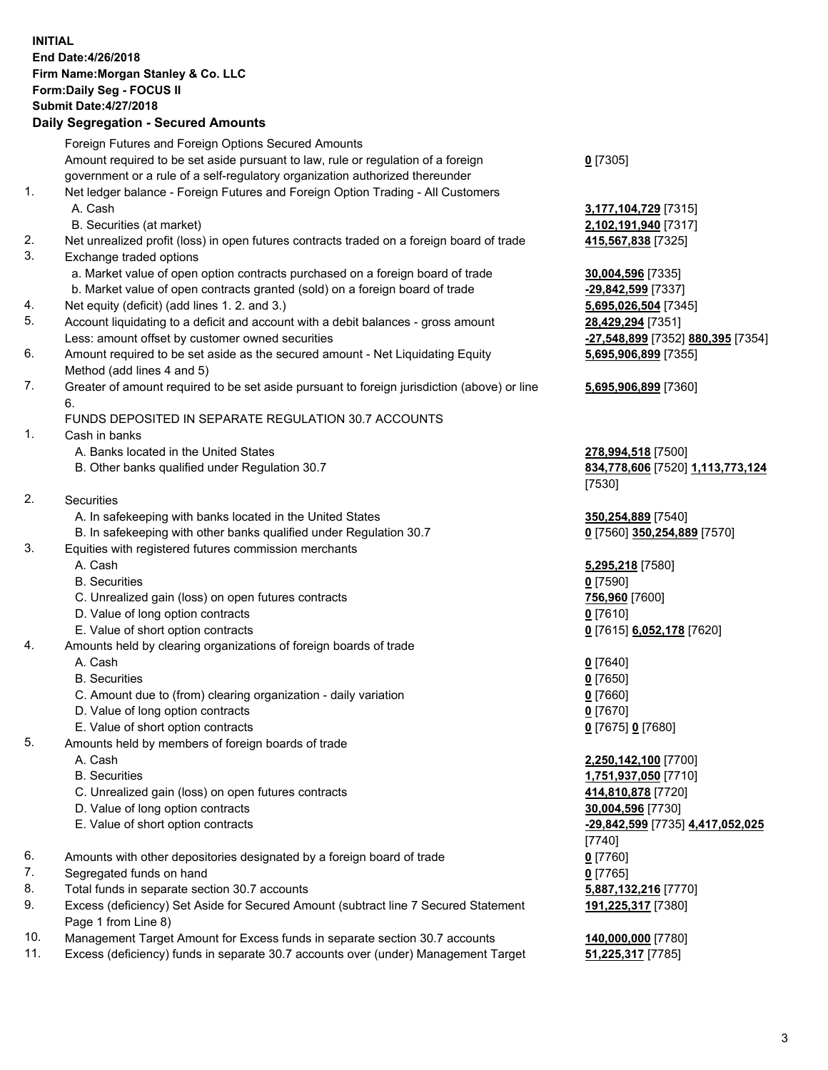**INITIAL**
**End Date:4/26/2018**
**Firm Name:Morgan Stanley & Co. LLC**
**Form:Daily Seg - FOCUS II**
**Submit Date:4/27/2018**
**Daily Segregation - Secured Amounts**

| | | |
|---|---|---|
| | Foreign Futures and Foreign Options Secured Amounts | |
| | Amount required to be set aside pursuant to law, rule or regulation of a foreign government or a rule of a self-regulatory organization authorized thereunder | **0** [7305] |
| 1. | Net ledger balance - Foreign Futures and Foreign Option Trading - All Customers | |
| | A. Cash | **3,177,104,729** [7315] |
| | B. Securities (at market) | **2,102,191,940** [7317] |
| 2. | Net unrealized profit (loss) in open futures contracts traded on a foreign board of trade | **415,567,838** [7325] |
| 3. | Exchange traded options | |
| | a. Market value of open option contracts purchased on a foreign board of trade | **30,004,596** [7335] |
| | b. Market value of open contracts granted (sold) on a foreign board of trade | **-29,842,599** [7337] |
| 4. | Net equity (deficit) (add lines 1. 2. and 3.) | **5,695,026,504** [7345] |
| 5. | Account liquidating to a deficit and account with a debit balances - gross amount | **28,429,294** [7351] |
| | Less: amount offset by customer owned securities | **-27,548,899** [7352] **880,395** [7354] |
| 6. | Amount required to be set aside as the secured amount - Net Liquidating Equity Method (add lines 4 and 5) | **5,695,906,899** [7355] |
| 7. | Greater of amount required to be set aside pursuant to foreign jurisdiction (above) or line 6. | **5,695,906,899** [7360] |
| | FUNDS DEPOSITED IN SEPARATE REGULATION 30.7 ACCOUNTS | |
| 1. | Cash in banks | |
| | A. Banks located in the United States | **278,994,518** [7500] |
| | B. Other banks qualified under Regulation 30.7 | **834,778,606** [7520] **1,113,773,124** [7530] |
| 2. | Securities | |
| | A. In safekeeping with banks located in the United States | **350,254,889** [7540] |
| | B. In safekeeping with other banks qualified under Regulation 30.7 | **0** [7560] **350,254,889** [7570] |
| 3. | Equities with registered futures commission merchants | |
| | A. Cash | **5,295,218** [7580] |
| | B. Securities | **0** [7590] |
| | C. Unrealized gain (loss) on open futures contracts | **756,960** [7600] |
| | D. Value of long option contracts | **0** [7610] |
| | E. Value of short option contracts | **0** [7615] **6,052,178** [7620] |
| 4. | Amounts held by clearing organizations of foreign boards of trade | |
| | A. Cash | **0** [7640] |
| | B. Securities | **0** [7650] |
| | C. Amount due to (from) clearing organization - daily variation | **0** [7660] |
| | D. Value of long option contracts | **0** [7670] |
| | E. Value of short option contracts | **0** [7675] **0** [7680] |
| 5. | Amounts held by members of foreign boards of trade | |
| | A. Cash | **2,250,142,100** [7700] |
| | B. Securities | **1,751,937,050** [7710] |
| | C. Unrealized gain (loss) on open futures contracts | **414,810,878** [7720] |
| | D. Value of long option contracts | **30,004,596** [7730] |
| | E. Value of short option contracts | **-29,842,599** [7735] **4,417,052,025** [7740] |
| 6. | Amounts with other depositories designated by a foreign board of trade | **0** [7760] |
| 7. | Segregated funds on hand | **0** [7765] |
| 8. | Total funds in separate section 30.7 accounts | **5,887,132,216** [7770] |
| 9. | Excess (deficiency) Set Aside for Secured Amount (subtract line 7 Secured Statement Page 1 from Line 8) | **191,225,317** [7380] |
| 10. | Management Target Amount for Excess funds in separate section 30.7 accounts | **140,000,000** [7780] |
| 11. | Excess (deficiency) funds in separate 30.7 accounts over (under) Management Target | **51,225,317** [7785] |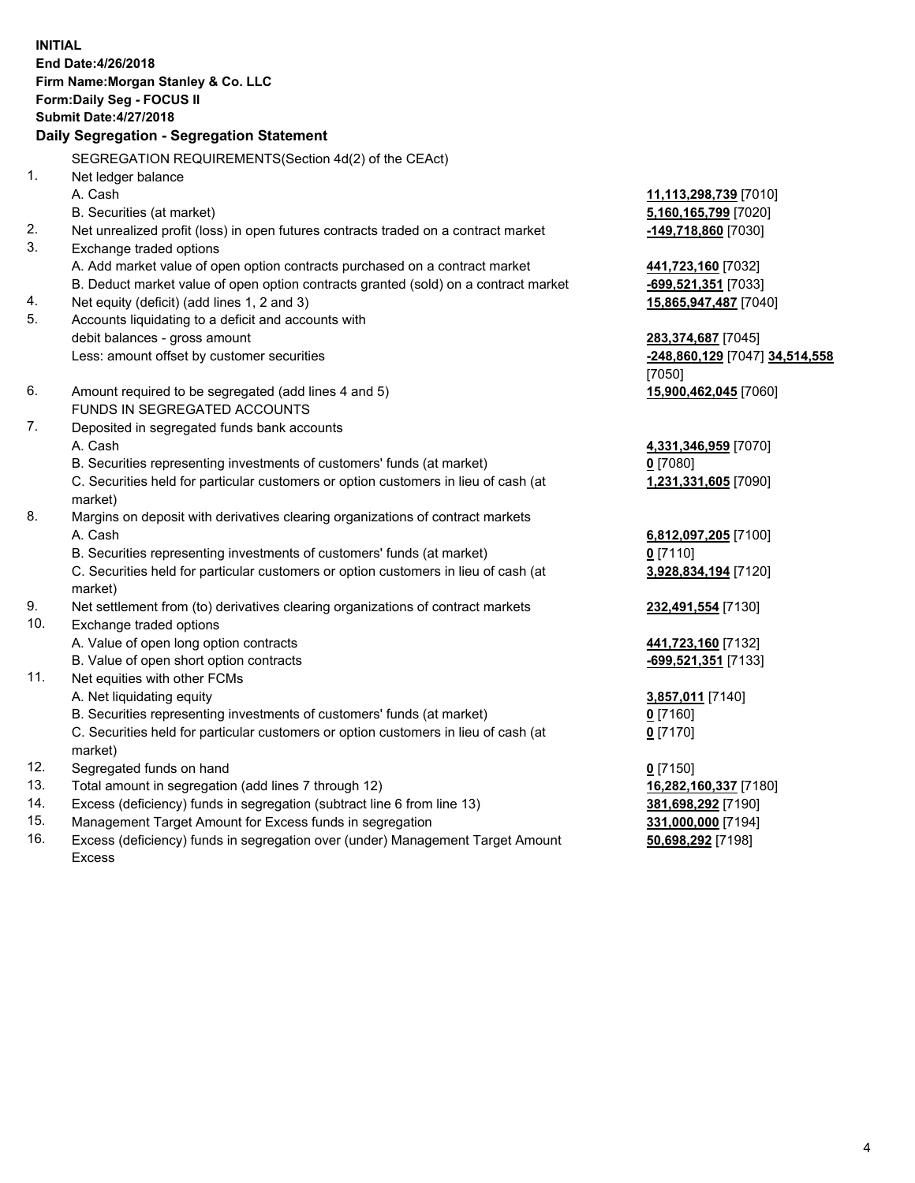**INITIAL**
**End Date:4/26/2018**
**Firm Name:Morgan Stanley & Co. LLC**
**Form:Daily Seg - FOCUS II**
**Submit Date:4/27/2018**

**Daily Segregation - Segregation Statement**

SEGREGATION REQUIREMENTS(Section 4d(2) of the CEAct)

| | | |
|---|---|---|
| 1. | Net ledger balance | |
| | A. Cash | **11,113,298,739** [7010] |
| | B. Securities (at market) | **5,160,165,799** [7020] |
| 2. | Net unrealized profit (loss) in open futures contracts traded on a contract market | **-149,718,860** [7030] |
| 3. | Exchange traded options | |
| | A. Add market value of open option contracts purchased on a contract market | **441,723,160** [7032] |
| | B. Deduct market value of open option contracts granted (sold) on a contract market | **-699,521,351** [7033] |
| 4. | Net equity (deficit) (add lines 1, 2 and 3) | **15,865,947,487** [7040] |
| 5. | Accounts liquidating to a deficit and accounts with debit balances - gross amount | **283,374,687** [7045] |
| | Less: amount offset by customer securities | **-248,860,129** [7047] **34,514,558** [7050] |
| 6. | Amount required to be segregated (add lines 4 and 5) | **15,900,462,045** [7060] |
| | FUNDS IN SEGREGATED ACCOUNTS | |
| 7. | Deposited in segregated funds bank accounts | |
| | A. Cash | **4,331,346,959** [7070] |
| | B. Securities representing investments of customers' funds (at market) | **0** [7080] |
| | C. Securities held for particular customers or option customers in lieu of cash (at market) | **1,231,331,605** [7090] |
| 8. | Margins on deposit with derivatives clearing organizations of contract markets | |
| | A. Cash | **6,812,097,205** [7100] |
| | B. Securities representing investments of customers' funds (at market) | **0** [7110] |
| | C. Securities held for particular customers or option customers in lieu of cash (at market) | **3,928,834,194** [7120] |
| 9. | Net settlement from (to) derivatives clearing organizations of contract markets | **232,491,554** [7130] |
| 10. | Exchange traded options | |
| | A. Value of open long option contracts | **441,723,160** [7132] |
| | B. Value of open short option contracts | **-699,521,351** [7133] |
| 11. | Net equities with other FCMs | |
| | A. Net liquidating equity | **3,857,011** [7140] |
| | B. Securities representing investments of customers' funds (at market) | **0** [7160] |
| | C. Securities held for particular customers or option customers in lieu of cash (at market) | **0** [7170] |
| 12. | Segregated funds on hand | **0** [7150] |
| 13. | Total amount in segregation (add lines 7 through 12) | **16,282,160,337** [7180] |
| 14. | Excess (deficiency) funds in segregation (subtract line 6 from line 13) | **381,698,292** [7190] |
| 15. | Management Target Amount for Excess funds in segregation | **331,000,000** [7194] |
| 16. | Excess (deficiency) funds in segregation over (under) Management Target Amount Excess | **50,698,292** [7198] |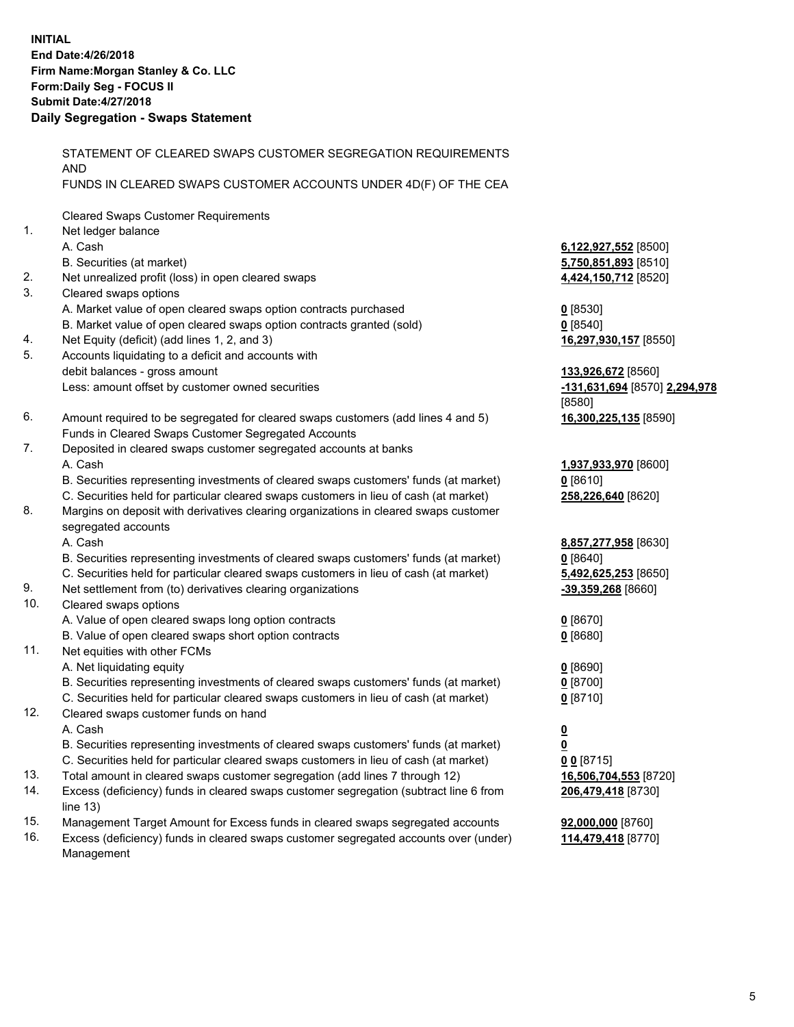**INITIAL**
**End Date:4/26/2018**
**Firm Name:Morgan Stanley & Co. LLC**
**Form:Daily Seg - FOCUS II**
**Submit Date:4/27/2018**
**Daily Segregation - Swaps Statement**

STATEMENT OF CLEARED SWAPS CUSTOMER SEGREGATION REQUIREMENTS AND FUNDS IN CLEARED SWAPS CUSTOMER ACCOUNTS UNDER 4D(F) OF THE CEA

| | | |
|---|---|---|
| | Cleared Swaps Customer Requirements | |
| 1. | Net ledger balance | |
| | A. Cash | **6,122,927,552** [8500] |
| | B. Securities (at market) | **5,750,851,893** [8510] |
| 2. | Net unrealized profit (loss) in open cleared swaps | **4,424,150,712** [8520] |
| 3. | Cleared swaps options | |
| | A. Market value of open cleared swaps option contracts purchased | **0** [8530] |
| | B. Market value of open cleared swaps option contracts granted (sold) | **0** [8540] |
| 4. | Net Equity (deficit) (add lines 1, 2, and 3) | **16,297,930,157** [8550] |
| 5. | Accounts liquidating to a deficit and accounts with debit balances - gross amount | **133,926,672** [8560] |
| | Less: amount offset by customer owned securities | **-131,631,694** [8570] **2,294,978** [8580] |
| 6. | Amount required to be segregated for cleared swaps customers (add lines 4 and 5) | **16,300,225,135** [8590] |
| | Funds in Cleared Swaps Customer Segregated Accounts | |
| 7. | Deposited in cleared swaps customer segregated accounts at banks | |
| | A. Cash | **1,937,933,970** [8600] |
| | B. Securities representing investments of cleared swaps customers' funds (at market) | **0** [8610] |
| | C. Securities held for particular cleared swaps customers in lieu of cash (at market) | **258,226,640** [8620] |
| 8. | Margins on deposit with derivatives clearing organizations in cleared swaps customer segregated accounts | |
| | A. Cash | **8,857,277,958** [8630] |
| | B. Securities representing investments of cleared swaps customers' funds (at market) | **0** [8640] |
| | C. Securities held for particular cleared swaps customers in lieu of cash (at market) | **5,492,625,253** [8650] |
| 9. | Net settlement from (to) derivatives clearing organizations | **-39,359,268** [8660] |
| 10. | Cleared swaps options | |
| | A. Value of open cleared swaps long option contracts | **0** [8670] |
| | B. Value of open cleared swaps short option contracts | **0** [8680] |
| 11. | Net equities with other FCMs | |
| | A. Net liquidating equity | **0** [8690] |
| | B. Securities representing investments of cleared swaps customers' funds (at market) | **0** [8700] |
| | C. Securities held for particular cleared swaps customers in lieu of cash (at market) | **0** [8710] |
| 12. | Cleared swaps customer funds on hand | |
| | A. Cash | **0** |
| | B. Securities representing investments of cleared swaps customers' funds (at market) | **0** |
| | C. Securities held for particular cleared swaps customers in lieu of cash (at market) | **0** **0** [8715] |
| 13. | Total amount in cleared swaps customer segregation (add lines 7 through 12) | **16,506,704,553** [8720] |
| 14. | Excess (deficiency) funds in cleared swaps customer segregation (subtract line 6 from line 13) | **206,479,418** [8730] |
| 15. | Management Target Amount for Excess funds in cleared swaps segregated accounts | **92,000,000** [8760] |
| 16. | Excess (deficiency) funds in cleared swaps customer segregated accounts over (under) Management | **114,479,418** [8770] |